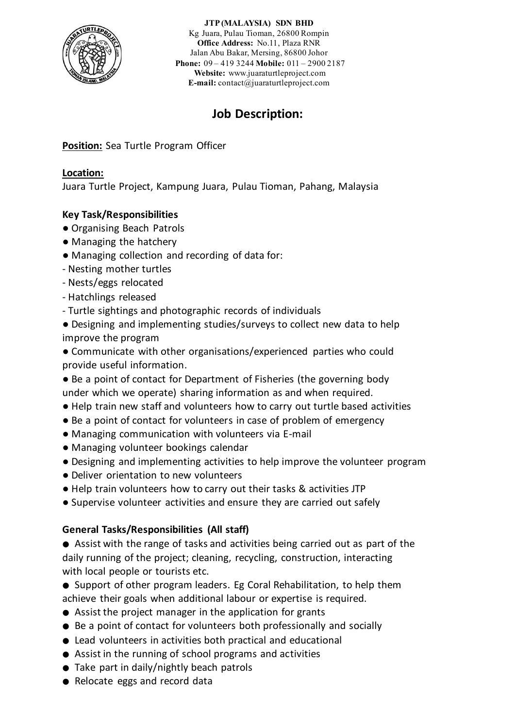**JTP (MALAYSIA) SDN BHD**
Kg Juara, Pulau Tioman, 26800 Rompin
**Office Address:** No.11, Plaza RNR
Jalan Abu Bakar, Mersing, 86800 Johor
**Phone:** 09 – 419 3244 **Mobile:** 011 – 2900 2187
**Website:** www.juaraturtleproject.com
**E-mail:** contact@juaraturtleproject.com

# Job Description:

**Position:** Sea Turtle Program Officer

**Location:**
Juara Turtle Project, Kampung Juara, Pulau Tioman, Pahang, Malaysia

### Key Task/Responsibilities

- Organising Beach Patrols
- Managing the hatchery
- Managing collection and recording of data for:
  - Nesting mother turtles
  - Nests/eggs relocated
  - Hatchlings released
  - Turtle sightings and photographic records of individuals
- Designing and implementing studies/surveys to collect new data to help improve the program
- Communicate with other organisations/experienced parties who could provide useful information.
- Be a point of contact for Department of Fisheries (the governing body under which we operate) sharing information as and when required.
- Help train new staff and volunteers how to carry out turtle based activities
- Be a point of contact for volunteers in case of problem of emergency
- Managing communication with volunteers via E-mail
- Managing volunteer bookings calendar
- Designing and implementing activities to help improve the volunteer program
- Deliver orientation to new volunteers
- Help train volunteers how to carry out their tasks & activities JTP
- Supervise volunteer activities and ensure they are carried out safely

### General Tasks/Responsibilities (All staff)

- Assist with the range of tasks and activities being carried out as part of the daily running of the project; cleaning, recycling, construction, interacting with local people or tourists etc.
- Support of other program leaders. Eg Coral Rehabilitation, to help them achieve their goals when additional labour or expertise is required.
- Assist the project manager in the application for grants
- Be a point of contact for volunteers both professionally and socially
- Lead volunteers in activities both practical and educational
- Assist in the running of school programs and activities
- Take part in daily/nightly beach patrols
- Relocate eggs and record data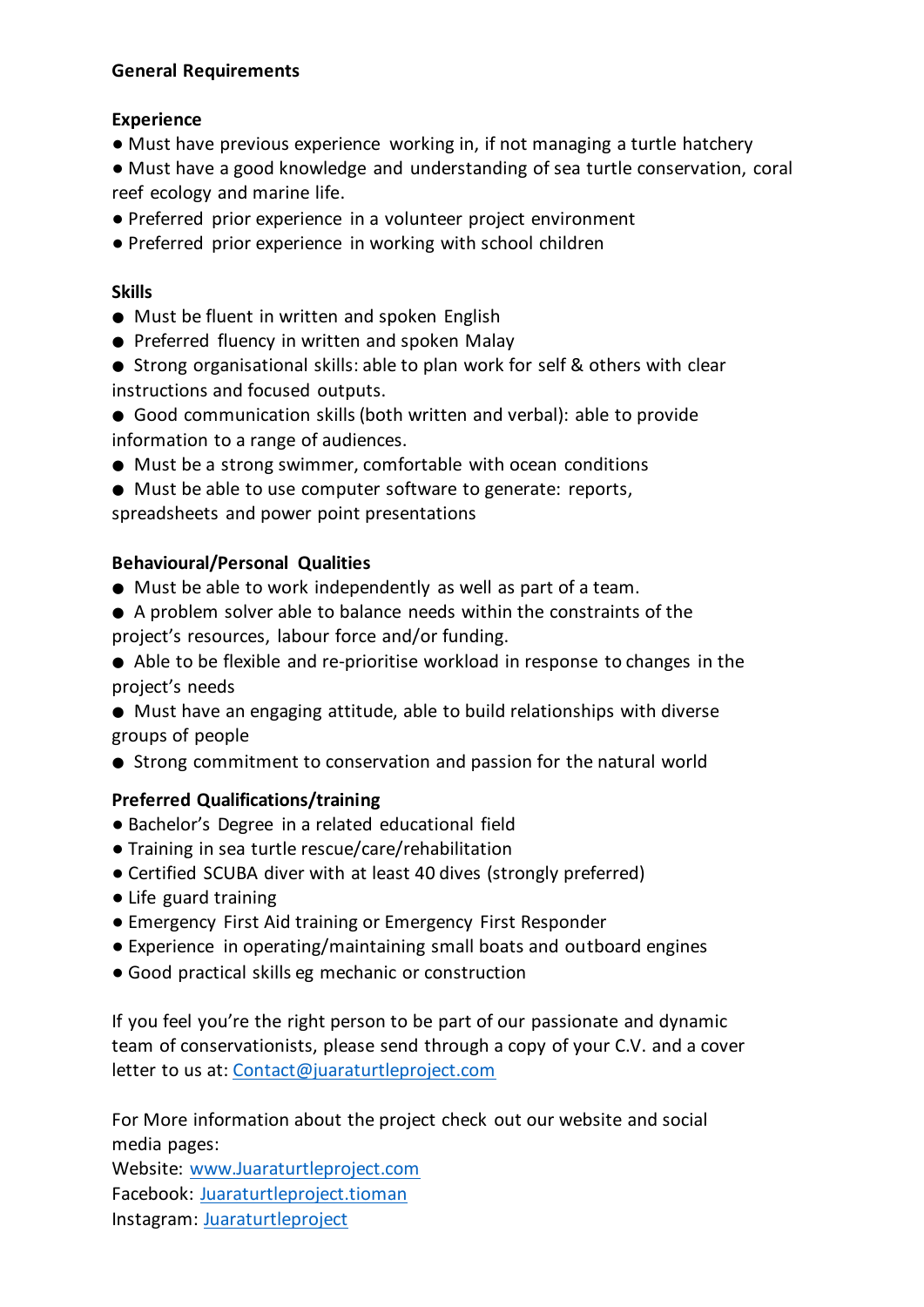**General Requirements**

**Experience**

- Must have previous experience working in, if not managing a turtle hatchery
- Must have a good knowledge and understanding of sea turtle conservation, coral reef ecology and marine life.
- Preferred prior experience in a volunteer project environment
- Preferred prior experience in working with school children

**Skills**

- Must be fluent in written and spoken English
- Preferred fluency in written and spoken Malay
- Strong organisational skills: able to plan work for self & others with clear instructions and focused outputs.
- Good communication skills (both written and verbal): able to provide information to a range of audiences.
- Must be a strong swimmer, comfortable with ocean conditions
- Must be able to use computer software to generate: reports, spreadsheets and power point presentations

**Behavioural/Personal Qualities**

- Must be able to work independently as well as part of a team.
- A problem solver able to balance needs within the constraints of the project's resources, labour force and/or funding.
- Able to be flexible and re-prioritise workload in response to changes in the project's needs
- Must have an engaging attitude, able to build relationships with diverse groups of people
- Strong commitment to conservation and passion for the natural world

**Preferred Qualifications/training**

- Bachelor's Degree in a related educational field
- Training in sea turtle rescue/care/rehabilitation
- Certified SCUBA diver with at least 40 dives (strongly preferred)
- Life guard training
- Emergency First Aid training or Emergency First Responder
- Experience in operating/maintaining small boats and outboard engines
- Good practical skills eg mechanic or construction

If you feel you're the right person to be part of our passionate and dynamic team of conservationists, please send through a copy of your C.V. and a cover letter to us at: Contact@juaraturtleproject.com

For More information about the project check out our website and social media pages:
Website: www.Juaraturtleproject.com
Facebook: Juaraturtleproject.tioman
Instagram: Juaraturtleproject